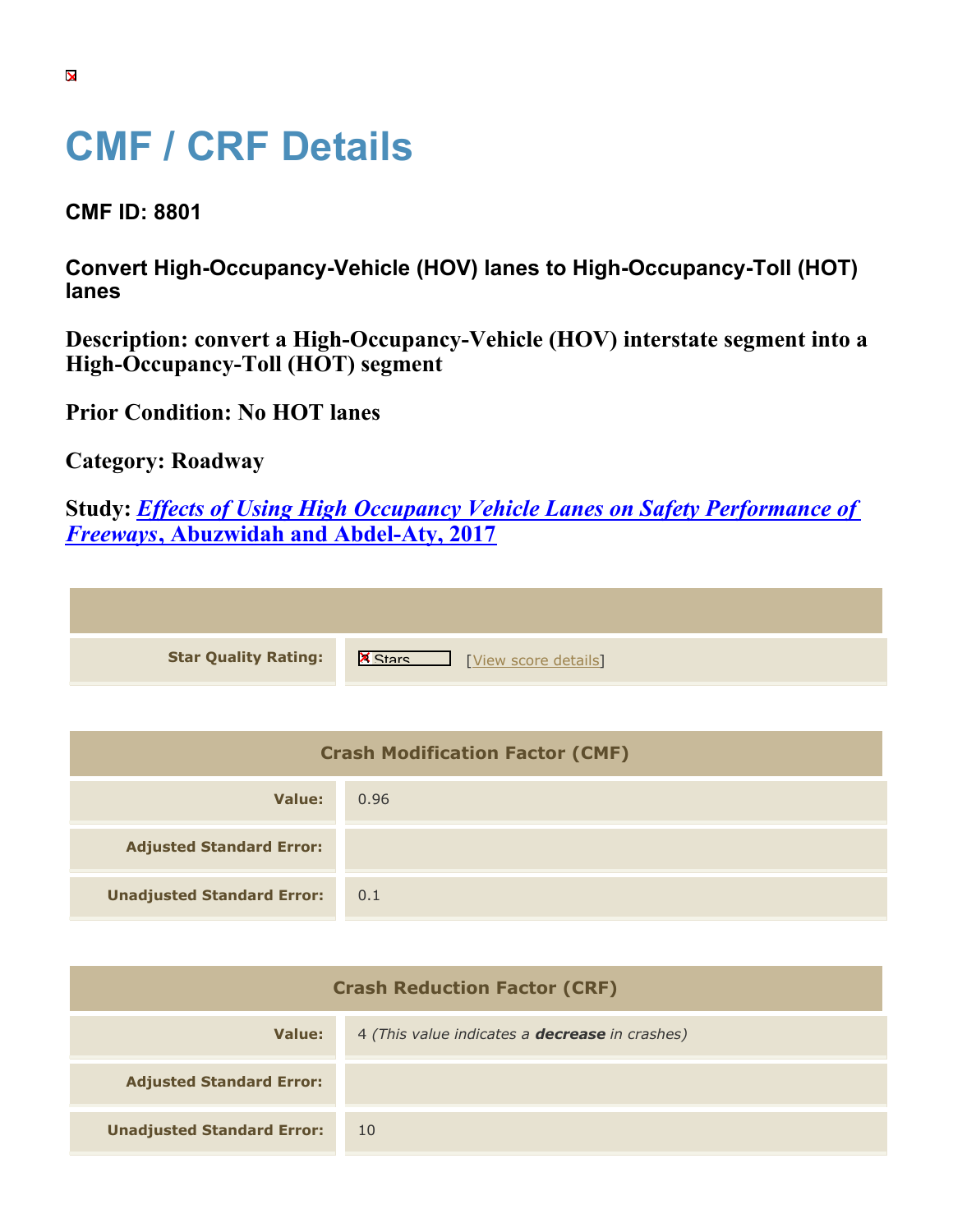# CMF / CRF Details

## CMF ID: 8801

### Convert High-Occupancy-Vehicle (HOV) lanes to High-Occupancy-Toll (HOT) lanes

**Description: convert a High-Occupancy-Vehicle (HOV) interstate segment into a High-Occupancy-Toll (HOT) segment**

**Prior Condition: No HOT lanes**

**Category: Roadway**

**Study: *Effects of Using High Occupancy Vehicle Lanes on Safety Performance of Freeways*, Abuzwidah and Abdel-Aty, 2017**

| | |
|---|---|
| **Star Quality Rating:** | Stars [View score details] |

| Crash Modification Factor (CMF) | |
|---|---|
| **Value:** | 0.96 |
| **Adjusted Standard Error:** | |
| **Unadjusted Standard Error:** | 0.1 |

| Crash Reduction Factor (CRF) | |
|---|---|
| **Value:** | 4 *(This value indicates a **decrease** in crashes)* |
| **Adjusted Standard Error:** | |
| **Unadjusted Standard Error:** | 10 |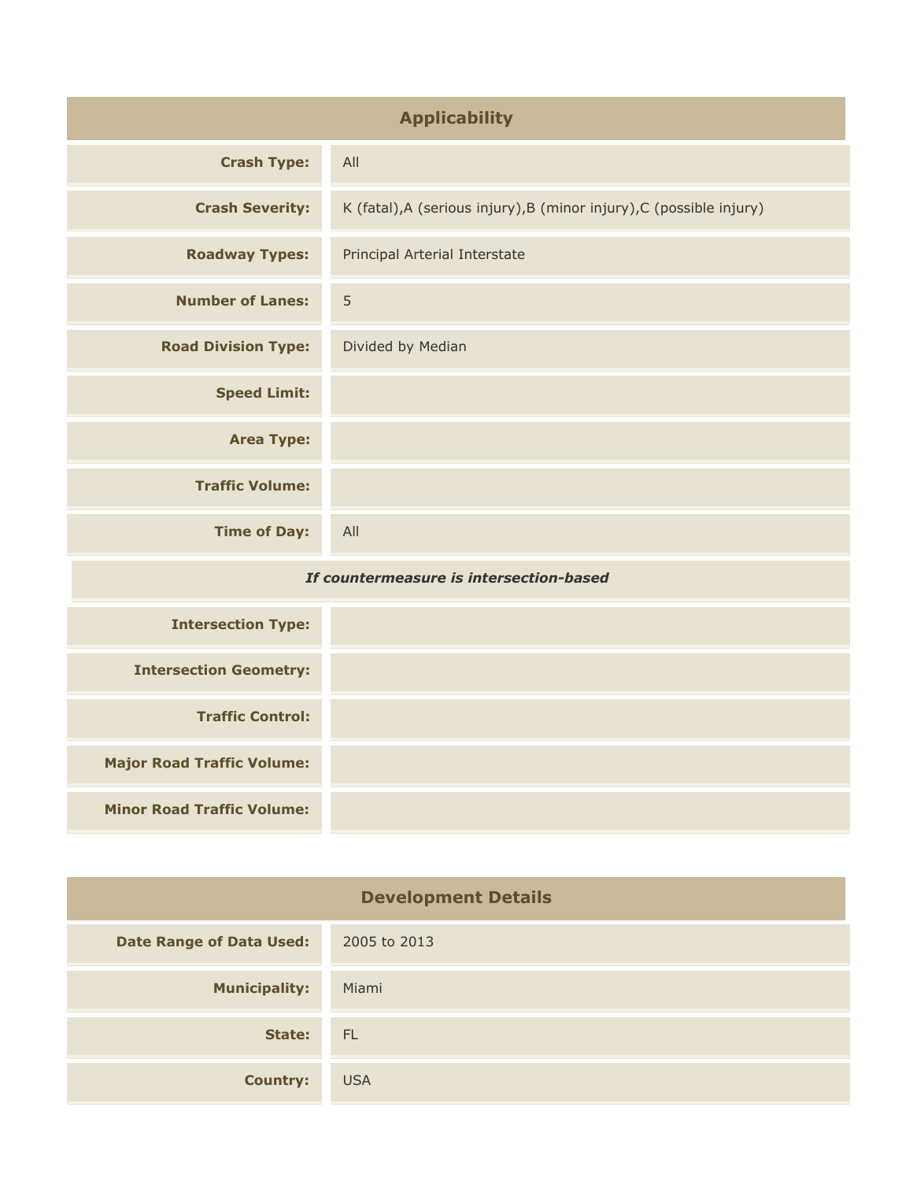## Applicability

| | |
|---|---|
| **Crash Type:** | All |
| **Crash Severity:** | K (fatal),A (serious injury),B (minor injury),C (possible injury) |
| **Roadway Types:** | Principal Arterial Interstate |
| **Number of Lanes:** | 5 |
| **Road Division Type:** | Divided by Median |
| **Speed Limit:** | |
| **Area Type:** | |
| **Traffic Volume:** | |
| **Time of Day:** | All |
| ***If countermeasure is intersection-based*** | |
| **Intersection Type:** | |
| **Intersection Geometry:** | |
| **Traffic Control:** | |
| **Major Road Traffic Volume:** | |
| **Minor Road Traffic Volume:** | |

## Development Details

| | |
|---|---|
| **Date Range of Data Used:** | 2005 to 2013 |
| **Municipality:** | Miami |
| **State:** | FL |
| **Country:** | USA |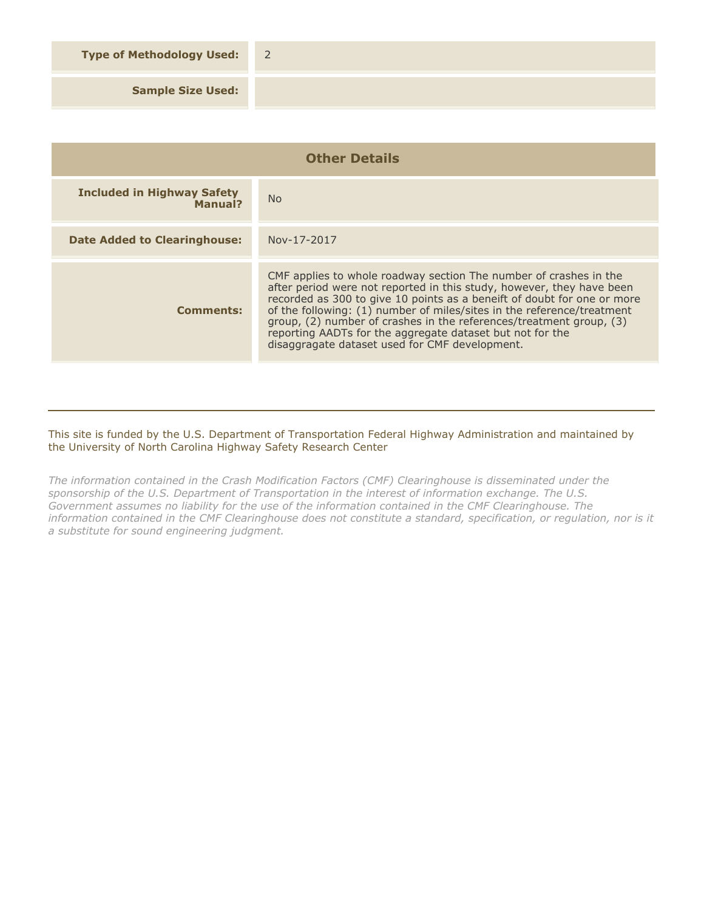| | |
|---|---|
| **Type of Methodology Used:** | 2 |
| **Sample Size Used:** | |

## Other Details

| | |
|---|---|
| **Included in Highway Safety Manual?** | No |
| **Date Added to Clearinghouse:** | Nov-17-2017 |
| **Comments:** | CMF applies to whole roadway section The number of crashes in the after period were not reported in this study, however, they have been recorded as 300 to give 10 points as a beneift of doubt for one or more of the following: (1) number of miles/sites in the reference/treatment group, (2) number of crashes in the references/treatment group, (3) reporting AADTs for the aggregate dataset but not for the disaggragate dataset used for CMF development. |

---

This site is funded by the U.S. Department of Transportation Federal Highway Administration and maintained by the University of North Carolina Highway Safety Research Center

*The information contained in the Crash Modification Factors (CMF) Clearinghouse is disseminated under the sponsorship of the U.S. Department of Transportation in the interest of information exchange. The U.S. Government assumes no liability for the use of the information contained in the CMF Clearinghouse. The information contained in the CMF Clearinghouse does not constitute a standard, specification, or regulation, nor is it a substitute for sound engineering judgment.*